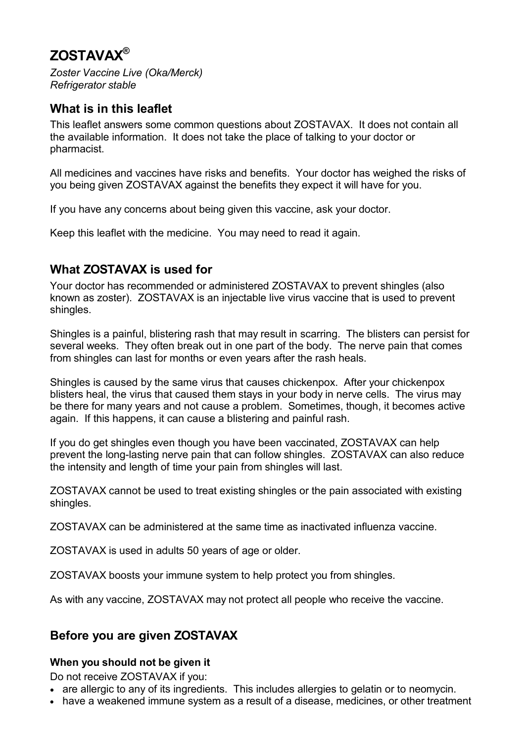# ZOSTAVAX®

*Zoster Vaccine Live (Oka/Merck)*
*Refrigerator stable*

## What is in this leaflet

This leaflet answers some common questions about ZOSTAVAX. It does not contain all the available information. It does not take the place of talking to your doctor or pharmacist.

All medicines and vaccines have risks and benefits. Your doctor has weighed the risks of you being given ZOSTAVAX against the benefits they expect it will have for you.

If you have any concerns about being given this vaccine, ask your doctor.

Keep this leaflet with the medicine. You may need to read it again.

## What ZOSTAVAX is used for

Your doctor has recommended or administered ZOSTAVAX to prevent shingles (also known as zoster). ZOSTAVAX is an injectable live virus vaccine that is used to prevent shingles.

Shingles is a painful, blistering rash that may result in scarring. The blisters can persist for several weeks. They often break out in one part of the body. The nerve pain that comes from shingles can last for months or even years after the rash heals.

Shingles is caused by the same virus that causes chickenpox. After your chickenpox blisters heal, the virus that caused them stays in your body in nerve cells. The virus may be there for many years and not cause a problem. Sometimes, though, it becomes active again. If this happens, it can cause a blistering and painful rash.

If you do get shingles even though you have been vaccinated, ZOSTAVAX can help prevent the long-lasting nerve pain that can follow shingles. ZOSTAVAX can also reduce the intensity and length of time your pain from shingles will last.

ZOSTAVAX cannot be used to treat existing shingles or the pain associated with existing shingles.

ZOSTAVAX can be administered at the same time as inactivated influenza vaccine.

ZOSTAVAX is used in adults 50 years of age or older.

ZOSTAVAX boosts your immune system to help protect you from shingles.

As with any vaccine, ZOSTAVAX may not protect all people who receive the vaccine.

## Before you are given ZOSTAVAX

### When you should not be given it

Do not receive ZOSTAVAX if you:

- are allergic to any of its ingredients. This includes allergies to gelatin or to neomycin.
- have a weakened immune system as a result of a disease, medicines, or other treatment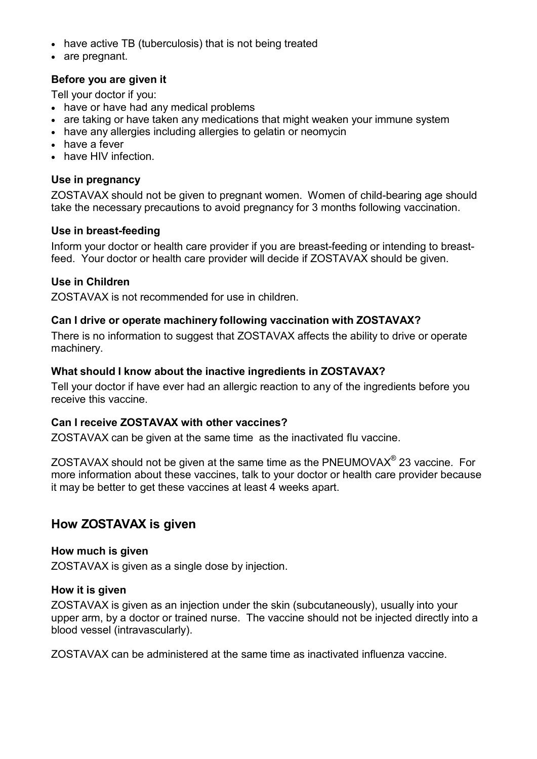- have active TB (tuberculosis) that is not being treated
- are pregnant.

### Before you are given it

Tell your doctor if you:

- have or have had any medical problems
- are taking or have taken any medications that might weaken your immune system
- have any allergies including allergies to gelatin or neomycin
- have a fever
- have HIV infection.

### Use in pregnancy

ZOSTAVAX should not be given to pregnant women. Women of child-bearing age should take the necessary precautions to avoid pregnancy for 3 months following vaccination.

### Use in breast-feeding

Inform your doctor or health care provider if you are breast-feeding or intending to breast-feed. Your doctor or health care provider will decide if ZOSTAVAX should be given.

### Use in Children

ZOSTAVAX is not recommended for use in children.

### Can I drive or operate machinery following vaccination with ZOSTAVAX?

There is no information to suggest that ZOSTAVAX affects the ability to drive or operate machinery.

### What should I know about the inactive ingredients in ZOSTAVAX?

Tell your doctor if have ever had an allergic reaction to any of the ingredients before you receive this vaccine.

### Can I receive ZOSTAVAX with other vaccines?

ZOSTAVAX can be given at the same time as the inactivated flu vaccine.

ZOSTAVAX should not be given at the same time as the PNEUMOVAX® 23 vaccine. For more information about these vaccines, talk to your doctor or health care provider because it may be better to get these vaccines at least 4 weeks apart.

## How ZOSTAVAX is given

### How much is given

ZOSTAVAX is given as a single dose by injection.

### How it is given

ZOSTAVAX is given as an injection under the skin (subcutaneously), usually into your upper arm, by a doctor or trained nurse. The vaccine should not be injected directly into a blood vessel (intravascularly).

ZOSTAVAX can be administered at the same time as inactivated influenza vaccine.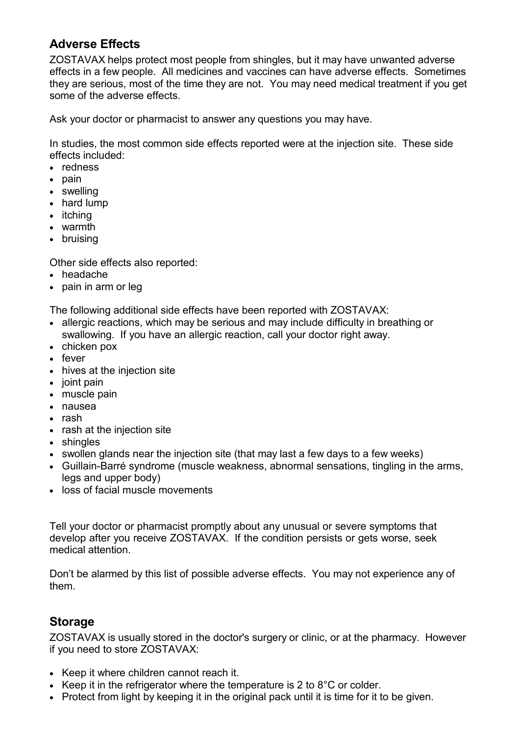## Adverse Effects

ZOSTAVAX helps protect most people from shingles, but it may have unwanted adverse effects in a few people. All medicines and vaccines can have adverse effects. Sometimes they are serious, most of the time they are not. You may need medical treatment if you get some of the adverse effects.

Ask your doctor or pharmacist to answer any questions you may have.

In studies, the most common side effects reported were at the injection site. These side effects included:

- redness
- pain
- swelling
- hard lump
- itching
- warmth
- bruising

Other side effects also reported:

- headache
- pain in arm or leg

The following additional side effects have been reported with ZOSTAVAX:

- allergic reactions, which may be serious and may include difficulty in breathing or swallowing. If you have an allergic reaction, call your doctor right away.
- chicken pox
- fever
- hives at the injection site
- joint pain
- muscle pain
- nausea
- rash
- rash at the injection site
- shingles
- swollen glands near the injection site (that may last a few days to a few weeks)
- Guillain-Barré syndrome (muscle weakness, abnormal sensations, tingling in the arms, legs and upper body)
- loss of facial muscle movements

Tell your doctor or pharmacist promptly about any unusual or severe symptoms that develop after you receive ZOSTAVAX. If the condition persists or gets worse, seek medical attention.

Don't be alarmed by this list of possible adverse effects. You may not experience any of them.

## Storage

ZOSTAVAX is usually stored in the doctor's surgery or clinic, or at the pharmacy. However if you need to store ZOSTAVAX:

- Keep it where children cannot reach it.
- Keep it in the refrigerator where the temperature is 2 to 8°C or colder.
- Protect from light by keeping it in the original pack until it is time for it to be given.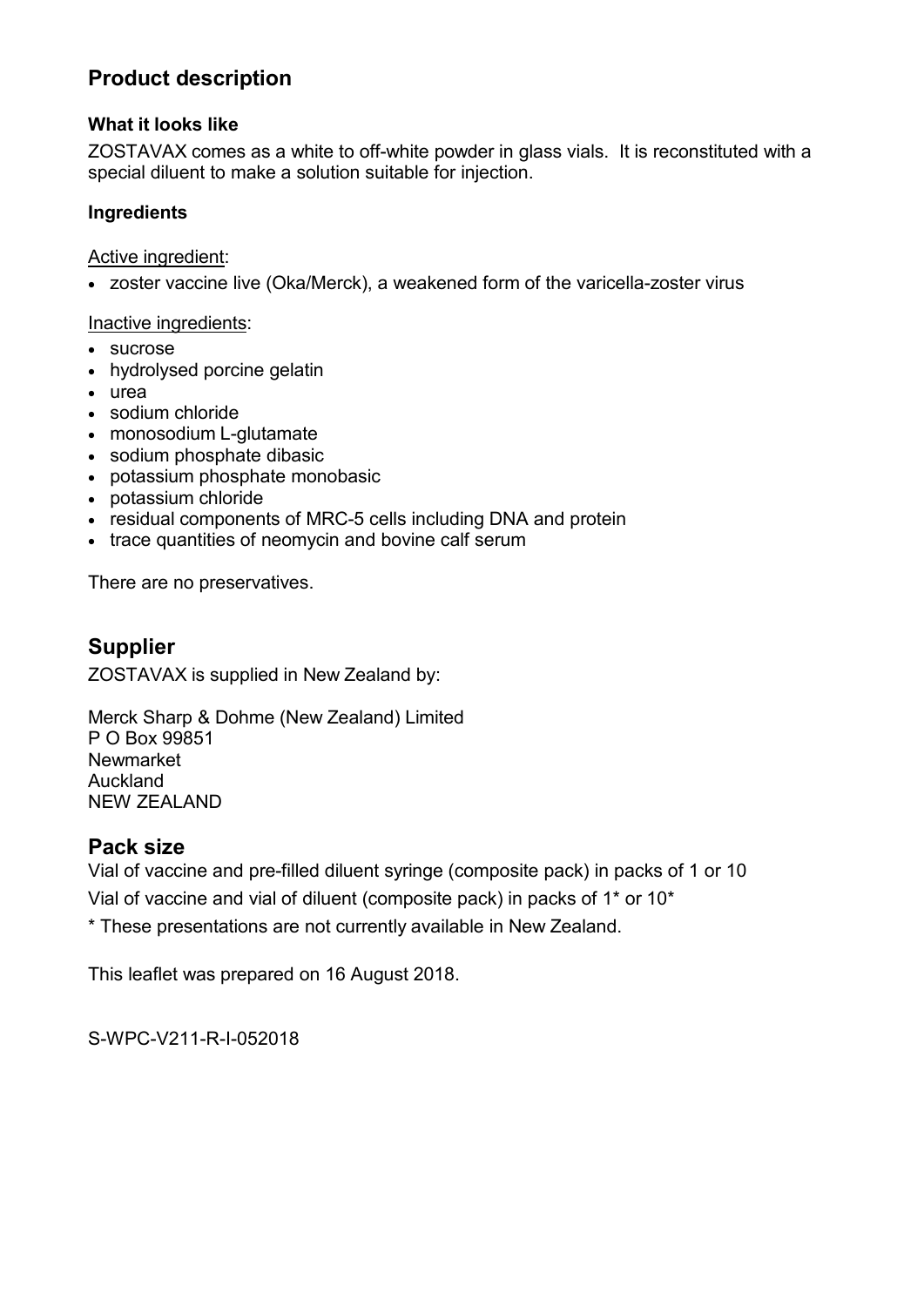## Product description

### What it looks like

ZOSTAVAX comes as a white to off-white powder in glass vials. It is reconstituted with a special diluent to make a solution suitable for injection.

### Ingredients

Active ingredient:

- zoster vaccine live (Oka/Merck), a weakened form of the varicella-zoster virus

Inactive ingredients:

- sucrose
- hydrolysed porcine gelatin
- urea
- sodium chloride
- monosodium L-glutamate
- sodium phosphate dibasic
- potassium phosphate monobasic
- potassium chloride
- residual components of MRC-5 cells including DNA and protein
- trace quantities of neomycin and bovine calf serum

There are no preservatives.

## Supplier

ZOSTAVAX is supplied in New Zealand by:

Merck Sharp & Dohme (New Zealand) Limited
P O Box 99851
Newmarket
Auckland
NEW ZEALAND

## Pack size

Vial of vaccine and pre-filled diluent syringe (composite pack) in packs of 1 or 10

Vial of vaccine and vial of diluent (composite pack) in packs of 1* or 10*

* These presentations are not currently available in New Zealand.

This leaflet was prepared on 16 August 2018.

S-WPC-V211-R-I-052018